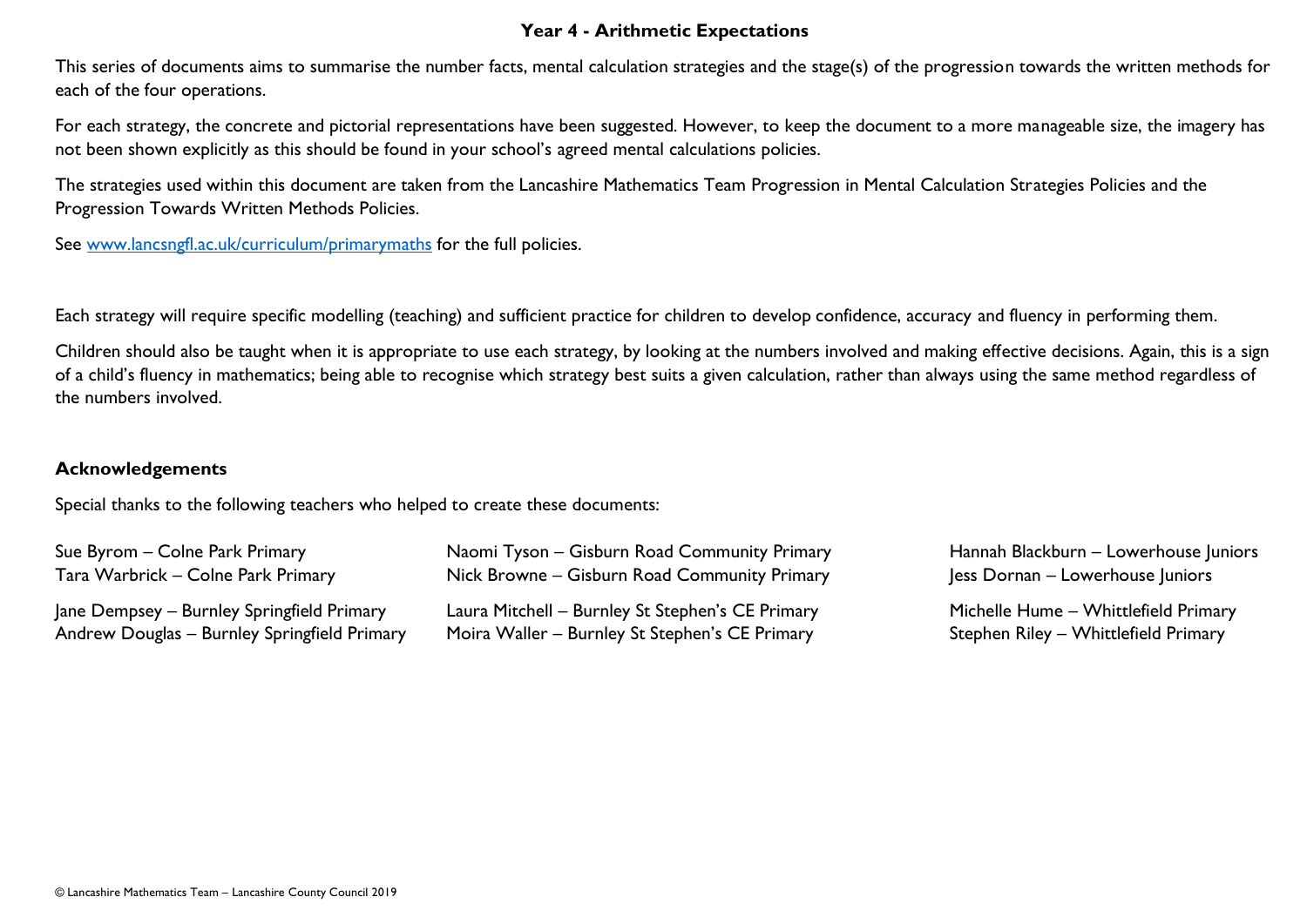# Year 4 - Arithmetic Expectations

This series of documents aims to summarise the number facts, mental calculation strategies and the stage(s) of the progression towards the written methods for each of the four operations.

For each strategy, the concrete and pictorial representations have been suggested. However, to keep the document to a more manageable size, the imagery has not been shown explicitly as this should be found in your school's agreed mental calculations policies.

The strategies used within this document are taken from the Lancashire Mathematics Team Progression in Mental Calculation Strategies Policies and the Progression Towards Written Methods Policies.

See [www.lancsngfl.ac.uk/curriculum/primarymaths](http://www.lancsngfl.ac.uk/curriculum/primarymaths) for the full policies.

Each strategy will require specific modelling (teaching) and sufficient practice for children to develop confidence, accuracy and fluency in performing them.

Children should also be taught when it is appropriate to use each strategy, by looking at the numbers involved and making effective decisions. Again, this is a sign of a child's fluency in mathematics; being able to recognise which strategy best suits a given calculation, rather than always using the same method regardless of the numbers involved.

## Acknowledgements

Special thanks to the following teachers who helped to create these documents:

Sue Byrom – Colne Park Primary
Tara Warbrick – Colne Park Primary

Jane Dempsey – Burnley Springfield Primary
Andrew Douglas – Burnley Springfield Primary

Naomi Tyson – Gisburn Road Community Primary
Nick Browne – Gisburn Road Community Primary

Laura Mitchell – Burnley St Stephen's CE Primary
Moira Waller – Burnley St Stephen's CE Primary

Hannah Blackburn – Lowerhouse Juniors
Jess Dornan – Lowerhouse Juniors

Michelle Hume – Whittlefield Primary
Stephen Riley – Whittlefield Primary

© Lancashire Mathematics Team – Lancashire County Council 2019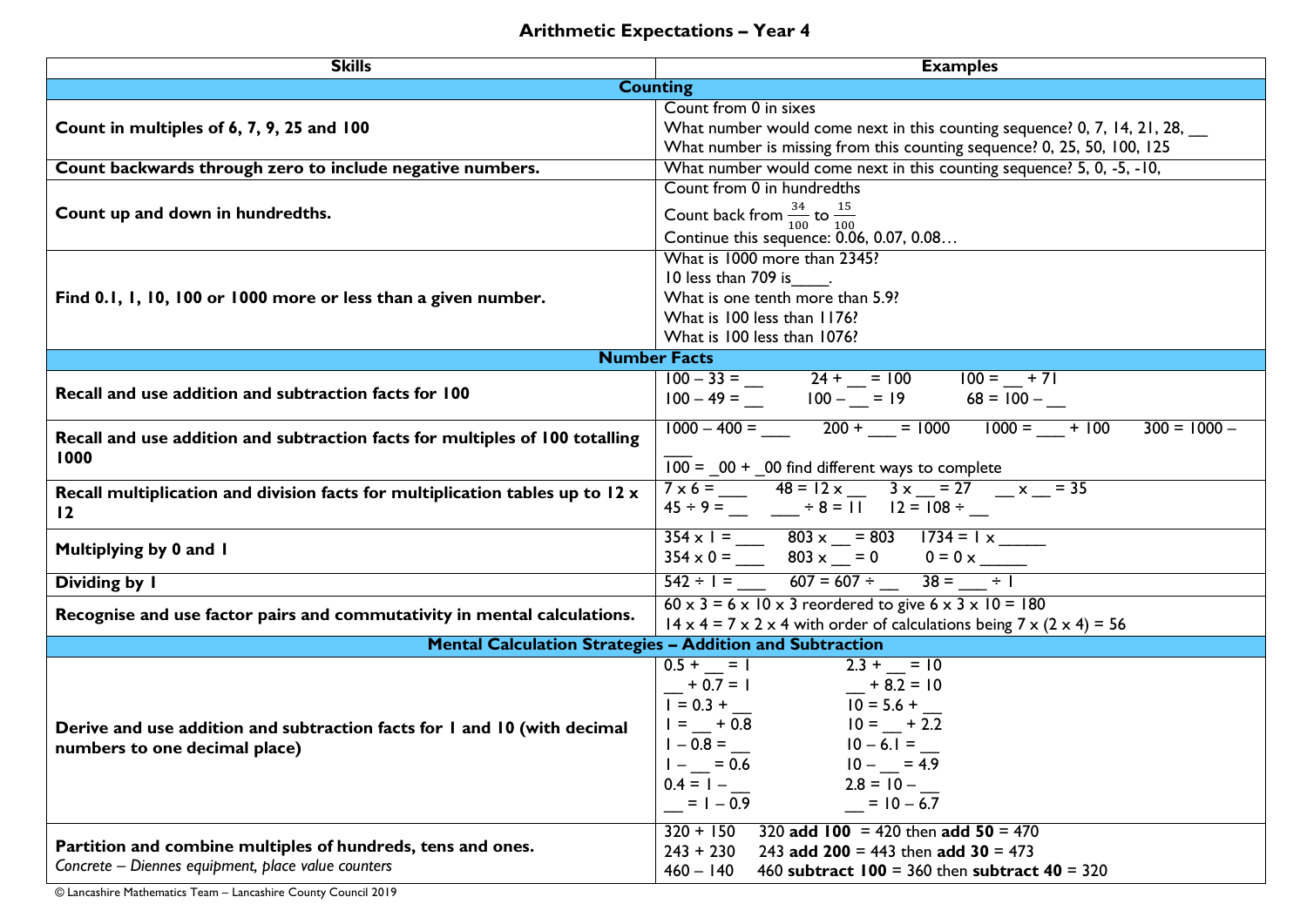# Arithmetic Expectations – Year 4

| Skills | Examples |
|---|---|
| **Counting** | |
| **Count in multiples of 6, 7, 9, 25 and 100** | Count from 0 in sixes<br>What number would come next in this counting sequence? 0, 7, 14, 21, 28, __<br>What number is missing from this counting sequence? 0, 25, 50, 100, 125 |
| **Count backwards through zero to include negative numbers.** | What number would come next in this counting sequence? 5, 0, -5, -10, |
| **Count up and down in hundredths.** | Count from 0 in hundredths<br>Count back from $\frac{34}{100}$ to $\frac{15}{100}$<br>Continue this sequence: 0.06, 0.07, 0.08… |
| **Find 0.1, 1, 10, 100 or 1000 more or less than a given number.** | What is 1000 more than 2345?<br>10 less than 709 is____.<br>What is one tenth more than 5.9?<br>What is 100 less than 1176?<br>What is 100 less than 1076? |
| **Number Facts** | |
| **Recall and use addition and subtraction facts for 100** | 100 – 33 = __ &nbsp;&nbsp; 24 + __ = 100 &nbsp;&nbsp; 100 = __ + 71<br>100 – 49 = __ &nbsp;&nbsp; 100 – __ = 19 &nbsp;&nbsp; 68 = 100 – __ |
| **Recall and use addition and subtraction facts for multiples of 100 totalling 1000** | 1000 – 400 = ___ &nbsp;&nbsp; 200 + ___ = 1000 &nbsp;&nbsp; 1000 = ___ + 100 &nbsp;&nbsp; 300 = 1000 – ___<br>100 = _00 + _00 find different ways to complete |
| **Recall multiplication and division facts for multiplication tables up to 12 x 12** | 7 x 6 = ___ &nbsp;&nbsp; 48 = 12 x __ &nbsp;&nbsp; 3 x __ = 27 &nbsp;&nbsp; __ x __ = 35<br>45 ÷ 9 = __ &nbsp;&nbsp; ___ ÷ 8 = 11 &nbsp;&nbsp; 12 = 108 ÷ __ |
| **Multiplying by 0 and 1** | 354 x 1 = ___ &nbsp;&nbsp; 803 x __ = 803 &nbsp;&nbsp; 1734 = 1 x _____<br>354 x 0 = ___ &nbsp;&nbsp; 803 x __ = 0 &nbsp;&nbsp; 0 = 0 x _____ |
| **Dividing by 1** | 542 ÷ 1 = ___ &nbsp;&nbsp; 607 = 607 ÷ __ &nbsp;&nbsp; 38 = ___ ÷ 1 |
| **Recognise and use factor pairs and commutativity in mental calculations.** | 60 x 3 = 6 x 10 x 3 reordered to give 6 x 3 x 10 = 180<br>14 x 4 = 7 x 2 x 4 with order of calculations being 7 x (2 x 4) = 56 |
| **Mental Calculation Strategies – Addition and Subtraction** | |
| **Derive and use addition and subtraction facts for 1 and 10 (with decimal numbers to one decimal place)** | 0.5 + __ = 1 &nbsp;&nbsp; 2.3 + __ = 10<br>__ + 0.7 = 1 &nbsp;&nbsp; __ + 8.2 = 10<br>1 = 0.3 + __ &nbsp;&nbsp; 10 = 5.6 + __<br>1 = __ + 0.8 &nbsp;&nbsp; 10 = __ + 2.2<br>1 – 0.8 = __ &nbsp;&nbsp; 10 – 6.1 = __<br>1 – __ = 0.6 &nbsp;&nbsp; 10 – __ = 4.9<br>0.4 = 1 – __ &nbsp;&nbsp; 2.8 = 10 – __<br>__ = 1 – 0.9 &nbsp;&nbsp; __ = 10 – 6.7 |
| **Partition and combine multiples of hundreds, tens and ones.**<br>*Concrete – Diennes equipment, place value counters* | 320 + 150 &nbsp;&nbsp; 320 **add 100** = 420 then **add 50** = 470<br>243 + 230 &nbsp;&nbsp; 243 **add 200** = 443 then **add 30** = 473<br>460 – 140 &nbsp;&nbsp; 460 **subtract 100** = 360 then **subtract 40** = 320 |

© Lancashire Mathematics Team – Lancashire County Council 2019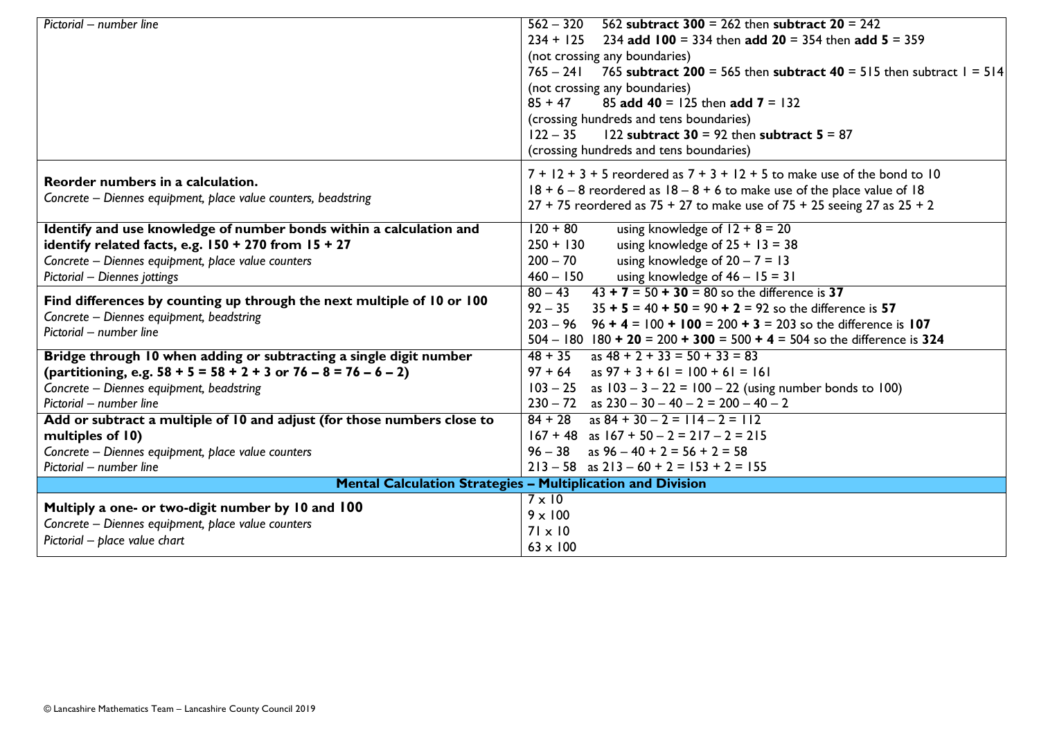| | |
|---|---|
| *Pictorial – number line* | 562 – 320 562 **subtract 300** = 262 then **subtract 20** = 242<br>234 + 125 234 **add 100** = 334 then **add 20** = 354 then **add 5** = 359<br>(not crossing any boundaries)<br>765 – 241 765 **subtract 200** = 565 then **subtract 40** = 515 then subtract 1 = 514<br>(not crossing any boundaries)<br>85 + 47 85 **add 40** = 125 then **add 7** = 132<br>(crossing hundreds and tens boundaries)<br>122 – 35 122 **subtract 30** = 92 then **subtract 5** = 87<br>(crossing hundreds and tens boundaries) |
| **Reorder numbers in a calculation.**<br>*Concrete – Diennes equipment, place value counters, beadstring* | 7 + 12 + 3 + 5 reordered as 7 + 3 + 12 + 5 to make use of the bond to 10<br>18 + 6 – 8 reordered as 18 – 8 + 6 to make use of the place value of 18<br>27 + 75 reordered as 75 + 27 to make use of 75 + 25 seeing 27 as 25 + 2 |
| **Identify and use knowledge of number bonds within a calculation and identify related facts, e.g. 150 + 270 from 15 + 27**<br>*Concrete – Diennes equipment, place value counters*<br>*Pictorial – Diennes jottings* | 120 + 80 using knowledge of 12 + 8 = 20<br>250 + 130 using knowledge of 25 + 13 = 38<br>200 – 70 using knowledge of 20 – 7 = 13<br>460 – 150 using knowledge of 46 – 15 = 31 |
| **Find differences by counting up through the next multiple of 10 or 100**<br>*Concrete – Diennes equipment, beadstring*<br>*Pictorial – number line* | 80 – 43 43 **+ 7** = 50 **+ 30** = 80 so the difference is **37**<br>92 – 35 35 **+ 5** = 40 **+ 50** = 90 **+ 2** = 92 so the difference is **57**<br>203 – 96 96 **+ 4** = 100 **+ 100** = 200 **+ 3** = 203 so the difference is **107**<br>504 – 180 180 **+ 20** = 200 **+ 300** = 500 **+ 4** = 504 so the difference is **324** |
| **Bridge through 10 when adding or subtracting a single digit number (partitioning, e.g. 58 + 5 = 58 + 2 + 3 or 76 – 8 = 76 – 6 – 2)**<br>*Concrete – Diennes equipment, beadstring*<br>*Pictorial – number line* | 48 + 35 as 48 + 2 + 33 = 50 + 33 = 83<br>97 + 64 as 97 + 3 + 61 = 100 + 61 = 161<br>103 – 25 as 103 – 3 – 22 = 100 – 22 (using number bonds to 100)<br>230 – 72 as 230 – 30 – 40 – 2 = 200 – 40 – 2 |
| **Add or subtract a multiple of 10 and adjust (for those numbers close to multiples of 10)**<br>*Concrete – Diennes equipment, place value counters*<br>*Pictorial – number line* | 84 + 28 as 84 + 30 – 2 = 114 – 2 = 112<br>167 + 48 as 167 + 50 – 2 = 217 – 2 = 215<br>96 – 38 as 96 – 40 + 2 = 56 + 2 = 58<br>213 – 58 as 213 – 60 + 2 = 153 + 2 = 155 |
| **Mental Calculation Strategies – Multiplication and Division** | |
| **Multiply a one- or two-digit number by 10 and 100**<br>*Concrete – Diennes equipment, place value counters*<br>*Pictorial – place value chart* | 7 x 10<br>9 x 100<br>71 x 10<br>63 x 100 |

© Lancashire Mathematics Team – Lancashire County Council 2019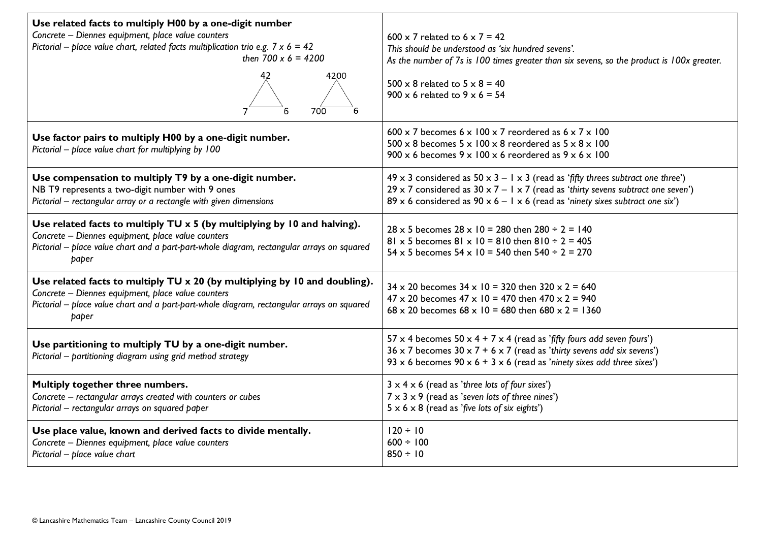| | |
|---|---|
| **Use related facts to multiply H00 by a one-digit number**<br>*Concrete – Diennes equipment, place value counters*<br>*Pictorial – place value chart, related facts multiplication trio e.g. 7 x 6 = 42 then 700 x 6 = 4200*<br>42 / 7, 6 &nbsp;&nbsp;&nbsp; 4200 / 700, 6 | 600 x 7 related to 6 x 7 = 42<br>*This should be understood as 'six hundred sevens'.*<br>*As the number of 7s is 100 times greater than six sevens, so the product is 100x greater.*<br><br>500 x 8 related to 5 x 8 = 40<br>900 x 6 related to 9 x 6 = 54 |
| **Use factor pairs to multiply H00 by a one-digit number.**<br>*Pictorial – place value chart for multiplying by 100* | 600 x 7 becomes 6 x 100 x 7 reordered as 6 x 7 x 100<br>500 x 8 becomes 5 x 100 x 8 reordered as 5 x 8 x 100<br>900 x 6 becomes 9 x 100 x 6 reordered as 9 x 6 x 100 |
| **Use compensation to multiply T9 by a one-digit number.**<br>NB T9 represents a two-digit number with 9 ones<br>*Pictorial – rectangular array or a rectangle with given dimensions* | 49 x 3 considered as 50 x 3 – 1 x 3 (read as '*fifty threes subtract one three*')<br>29 x 7 considered as 30 x 7 – 1 x 7 (read as '*thirty sevens subtract one seven*')<br>89 x 6 considered as 90 x 6 – 1 x 6 (read as '*ninety sixes subtract one six*') |
| **Use related facts to multiply TU x 5 (by multiplying by 10 and halving).**<br>*Concrete – Diennes equipment, place value counters*<br>*Pictorial – place value chart and a part-part-whole diagram, rectangular arrays on squared paper* | 28 x 5 becomes 28 x 10 = 280 then 280 ÷ 2 = 140<br>81 x 5 becomes 81 x 10 = 810 then 810 ÷ 2 = 405<br>54 x 5 becomes 54 x 10 = 540 then 540 ÷ 2 = 270 |
| **Use related facts to multiply TU x 20 (by multiplying by 10 and doubling).**<br>*Concrete – Diennes equipment, place value counters*<br>*Pictorial – place value chart and a part-part-whole diagram, rectangular arrays on squared paper* | 34 x 20 becomes 34 x 10 = 320 then 320 x 2 = 640<br>47 x 20 becomes 47 x 10 = 470 then 470 x 2 = 940<br>68 x 20 becomes 68 x 10 = 680 then 680 x 2 = 1360 |
| **Use partitioning to multiply TU by a one-digit number.**<br>*Pictorial – partitioning diagram using grid method strategy* | 57 x 4 becomes 50 x 4 + 7 x 4 (read as '*fifty fours add seven fours*')<br>36 x 7 becomes 30 x 7 + 6 x 7 (read as '*thirty sevens add six sevens*')<br>93 x 6 becomes 90 x 6 + 3 x 6 (read as '*ninety sixes add three sixes*') |
| **Multiply together three numbers.**<br>*Concrete – rectangular arrays created with counters or cubes*<br>*Pictorial – rectangular arrays on squared paper* | 3 x 4 x 6 (read as '*three lots of four sixes*')<br>7 x 3 x 9 (read as '*seven lots of three nines*')<br>5 x 6 x 8 (read as '*five lots of six eights*') |
| **Use place value, known and derived facts to divide mentally.**<br>*Concrete – Diennes equipment, place value counters*<br>*Pictorial – place value chart* | 120 ÷ 10<br>600 ÷ 100<br>850 ÷ 10 |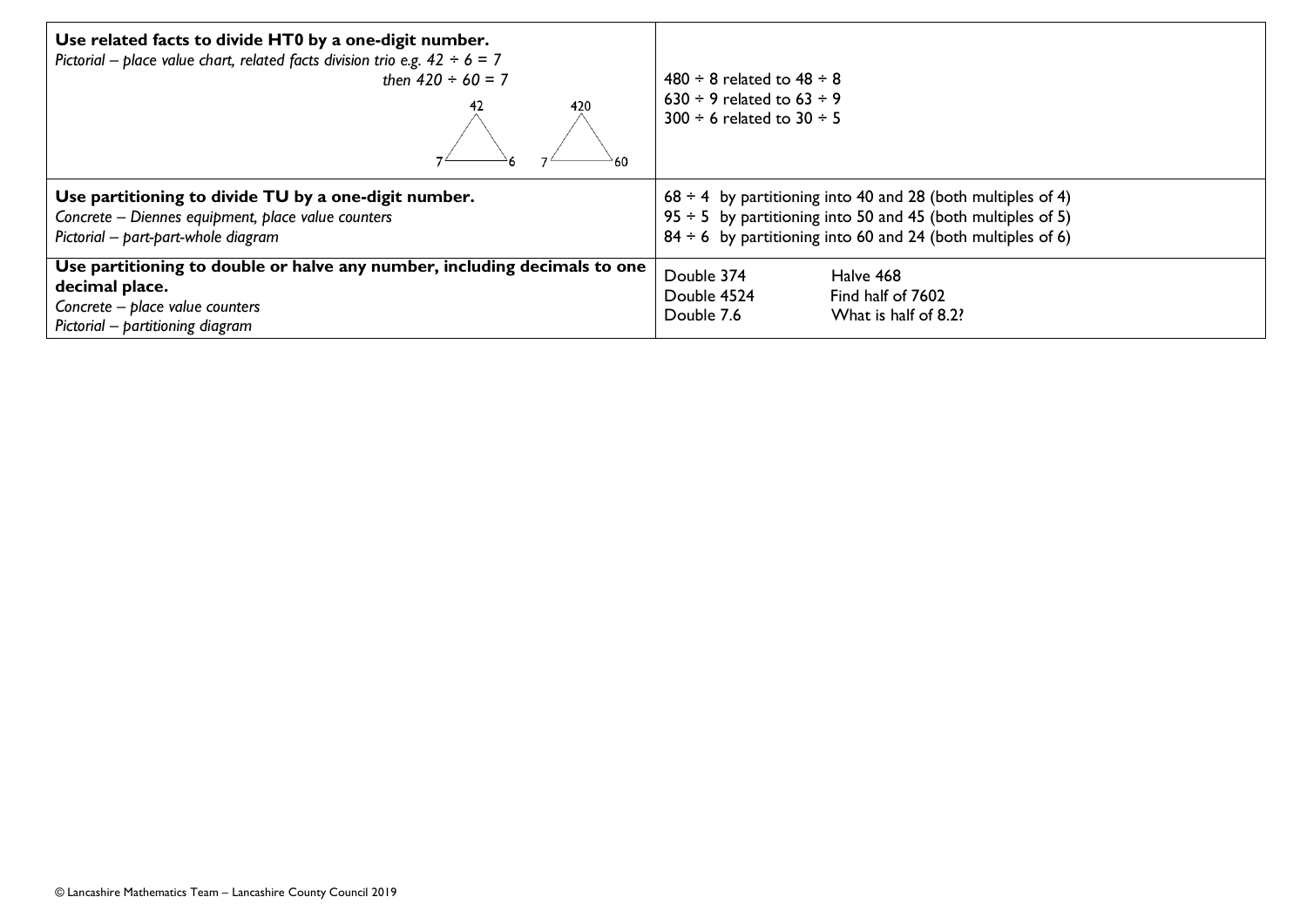| | |
|---|---|
| **Use related facts to divide HT0 by a one-digit number.**<br>*Pictorial – place value chart, related facts division trio e.g. 42 ÷ 6 = 7 then 420 ÷ 60 = 7*<br>42, 7, 6 &nbsp;&nbsp;&nbsp; 420, 7, 60 | 480 ÷ 8 related to 48 ÷ 8<br>630 ÷ 9 related to 63 ÷ 9<br>300 ÷ 6 related to 30 ÷ 5 |
| **Use partitioning to divide TU by a one-digit number.**<br>*Concrete – Diennes equipment, place value counters*<br>*Pictorial – part-part-whole diagram* | 68 ÷ 4 by partitioning into 40 and 28 (both multiples of 4)<br>95 ÷ 5 by partitioning into 50 and 45 (both multiples of 5)<br>84 ÷ 6 by partitioning into 60 and 24 (both multiples of 6) |
| **Use partitioning to double or halve any number, including decimals to one decimal place.**<br>*Concrete – place value counters*<br>*Pictorial – partitioning diagram* | Double 374 &nbsp;&nbsp;&nbsp; Halve 468<br>Double 4524 &nbsp;&nbsp;&nbsp; Find half of 7602<br>Double 7.6 &nbsp;&nbsp;&nbsp; What is half of 8.2? |

© Lancashire Mathematics Team – Lancashire County Council 2019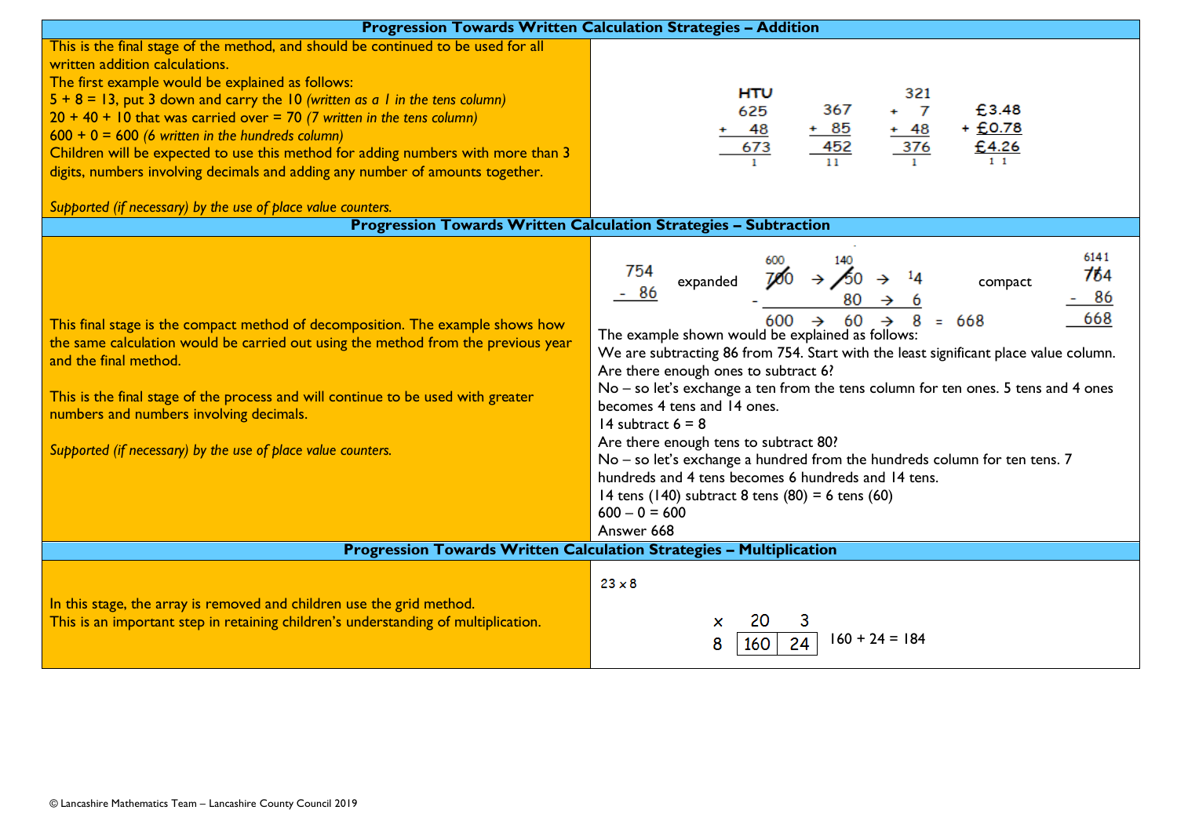## Progression Towards Written Calculation Strategies – Addition

This is the final stage of the method, and should be continued to be used for all written addition calculations.

The first example would be explained as follows:

5 + 8 = 13, put 3 down and carry the 10 *(written as a 1 in the tens column)*

20 + 40 + 10 that was carried over = 70 *(7 written in the tens column)*

600 + 0 = 600 *(6 written in the hundreds column)*

Children will be expected to use this method for adding numbers with more than 3 digits, numbers involving decimals and adding any number of amounts together.

*Supported (if necessary) by the use of place value counters.*

```
 HTU
 625        367        321       £3.48
+ 48       + 85      +   7     + £0.78
 673        452      + 48        £4.26
   1         11        376        1 1
                         1
```

## Progression Towards Written Calculation Strategies – Subtraction

This final stage is the compact method of decomposition. The example shows how the same calculation would be carried out using the method from the previous year and the final method.

This is the final stage of the process and will continue to be used with greater numbers and numbers involving decimals.

*Supported (if necessary) by the use of place value counters.*

```
 754      expanded    600       140                     compact    6141
- 86                  7̶0̶0̶  →  5̶0̶  →  ¹4                             7̶5̶4
                    -          80  →   6                          - 86
                      600  →   60  →   8  =  668                   668
```

The example shown would be explained as follows:

We are subtracting 86 from 754. Start with the least significant place value column.

Are there enough ones to subtract 6?

No – so let's exchange a ten from the tens column for ten ones. 5 tens and 4 ones becomes 4 tens and 14 ones.

14 subtract 6 = 8

Are there enough tens to subtract 80?

No – so let's exchange a hundred from the hundreds column for ten tens. 7 hundreds and 4 tens becomes 6 hundreds and 14 tens.

14 tens (140) subtract 8 tens (80) = 6 tens (60)

600 – 0 = 600

Answer 668

## Progression Towards Written Calculation Strategies – Multiplication

In this stage, the array is removed and children use the grid method.

This is an important step in retaining children's understanding of multiplication.

23 x 8

| × | 20 | 3 |
|---|---|---|
| 8 | 160 | 24 |

160 + 24 = 184

© Lancashire Mathematics Team – Lancashire County Council 2019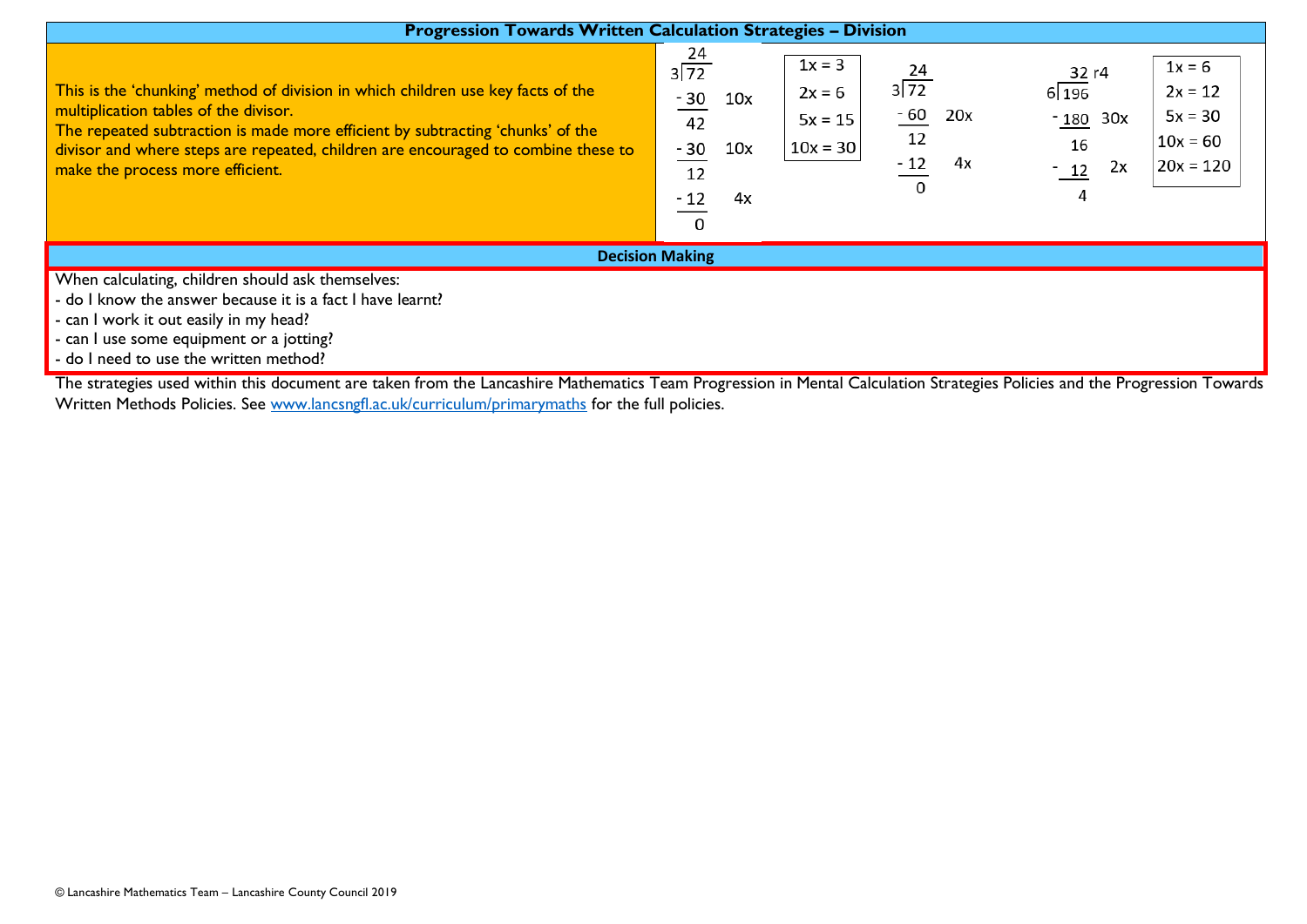## Progression Towards Written Calculation Strategies – Division

| | |
|---|---|
| This is the 'chunking' method of division in which children use key facts of the multiplication tables of the divisor.<br>The repeated subtraction is made more efficient by subtracting 'chunks' of the divisor and where steps are repeated, children are encouraged to combine these to make the process more efficient. | $$\begin{array}{r l} & 24 \\ 3 \overline{)72} & \\ -\ 30 & 10x \\ \hline 42 & \\ -\ 30 & 10x \\ \hline 12 & \\ -\ 12 & 4x \\ \hline 0 & \end{array}$$ 1x = 3<br>2x = 6<br>5x = 15<br>10x = 30 $$\begin{array}{r l} & 24 \\ 3 \overline{)72} & \\ -\ 60 & 20x \\ \hline 12 & \\ -\ 12 & 4x \\ \hline 0 & \end{array}$$ $$\begin{array}{r l} & 32 \text{ r}4 \\ 6 \overline{)196} & \\ -\ 180 & 30x \\ \hline 16 & \\ -\ 12 & 2x \\ \hline 4 & \end{array}$$ 1x = 6<br>2x = 12<br>5x = 30<br>10x = 60<br>20x = 120 |

### Decision Making

When calculating, children should ask themselves:
- do I know the answer because it is a fact I have learnt?
- can I work it out easily in my head?
- can I use some equipment or a jotting?
- do I need to use the written method?

The strategies used within this document are taken from the Lancashire Mathematics Team Progression in Mental Calculation Strategies Policies and the Progression Towards Written Methods Policies. See www.lancsngfl.ac.uk/curriculum/primarymaths for the full policies.

© Lancashire Mathematics Team – Lancashire County Council 2019